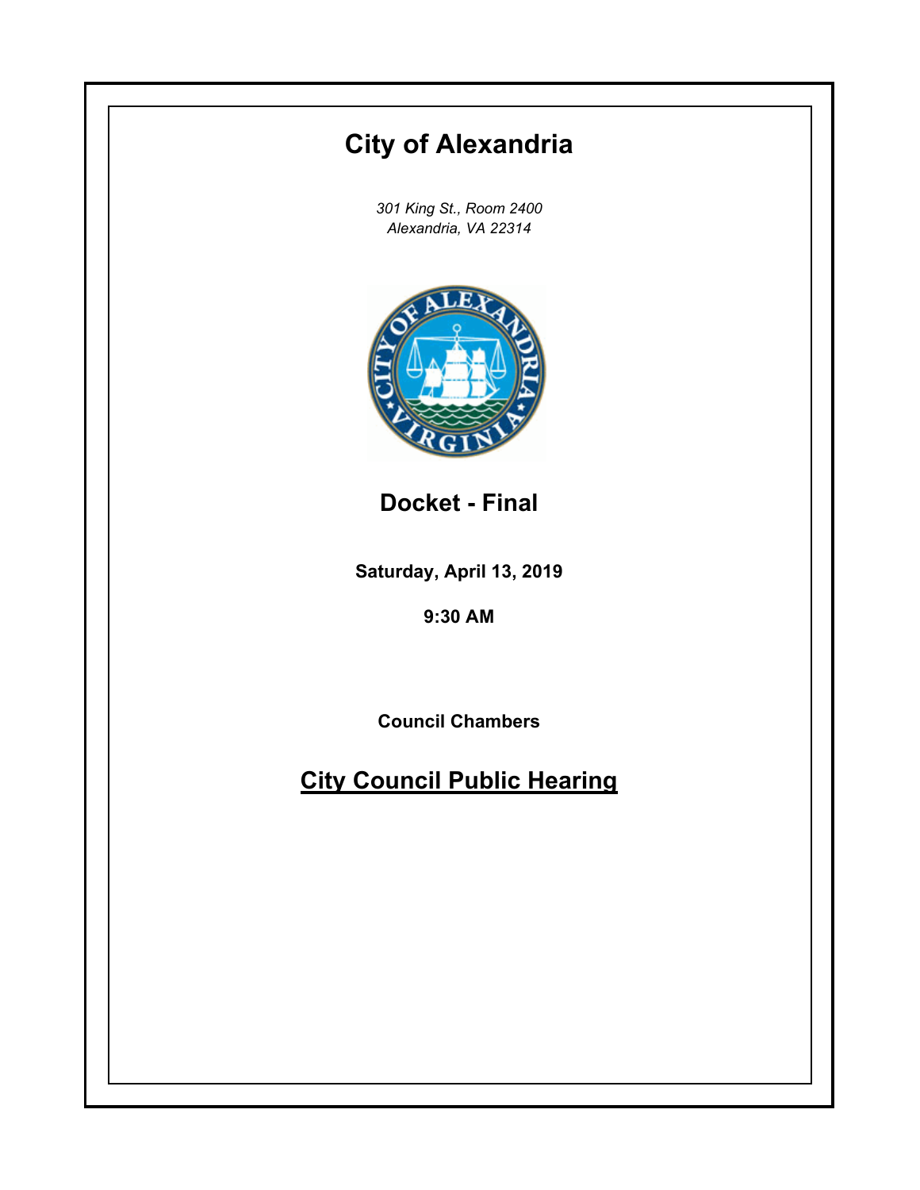# City of Alexandria

*301 King St., Room 2400*
*Alexandria, VA 22314*

## Docket - Final

**Saturday, April 13, 2019**

**9:30 AM**

**Council Chambers**

## City Council Public Hearing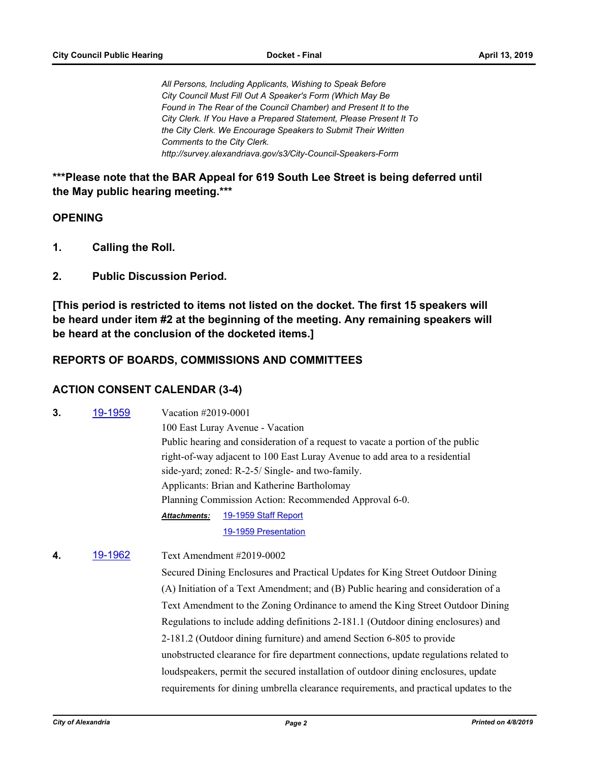*All Persons, Including Applicants, Wishing to Speak Before City Council Must Fill Out A Speaker's Form (Which May Be Found in The Rear of the Council Chamber) and Present It to the City Clerk. If You Have a Prepared Statement, Please Present It To the City Clerk. We Encourage Speakers to Submit Their Written Comments to the City Clerk. http://survey.alexandriava.gov/s3/City-Council-Speakers-Form*

**\*\*\*Please note that the BAR Appeal for 619 South Lee Street is being deferred until the May public hearing meeting.\*\*\***

## OPENING

**1. Calling the Roll.**

**2. Public Discussion Period.**

**[This period is restricted to items not listed on the docket. The first 15 speakers will be heard under item #2 at the beginning of the meeting. Any remaining speakers will be heard at the conclusion of the docketed items.]**

## REPORTS OF BOARDS, COMMISSIONS AND COMMITTEES

## ACTION CONSENT CALENDAR (3-4)

**3.** 19-1959

Vacation #2019-0001
100 East Luray Avenue - Vacation
Public hearing and consideration of a request to vacate a portion of the public right-of-way adjacent to 100 East Luray Avenue to add area to a residential side-yard; zoned: R-2-5/ Single- and two-family.
Applicants: Brian and Katherine Bartholomay
Planning Commission Action: Recommended Approval 6-0.

***Attachments:*** 19-1959 Staff Report
19-1959 Presentation

**4.** 19-1962

Text Amendment #2019-0002
Secured Dining Enclosures and Practical Updates for King Street Outdoor Dining
(A) Initiation of a Text Amendment; and (B) Public hearing and consideration of a Text Amendment to the Zoning Ordinance to amend the King Street Outdoor Dining Regulations to include adding definitions 2-181.1 (Outdoor dining enclosures) and 2-181.2 (Outdoor dining furniture) and amend Section 6-805 to provide unobstructed clearance for fire department connections, update regulations related to loudspeakers, permit the secured installation of outdoor dining enclosures, update requirements for dining umbrella clearance requirements, and practical updates to the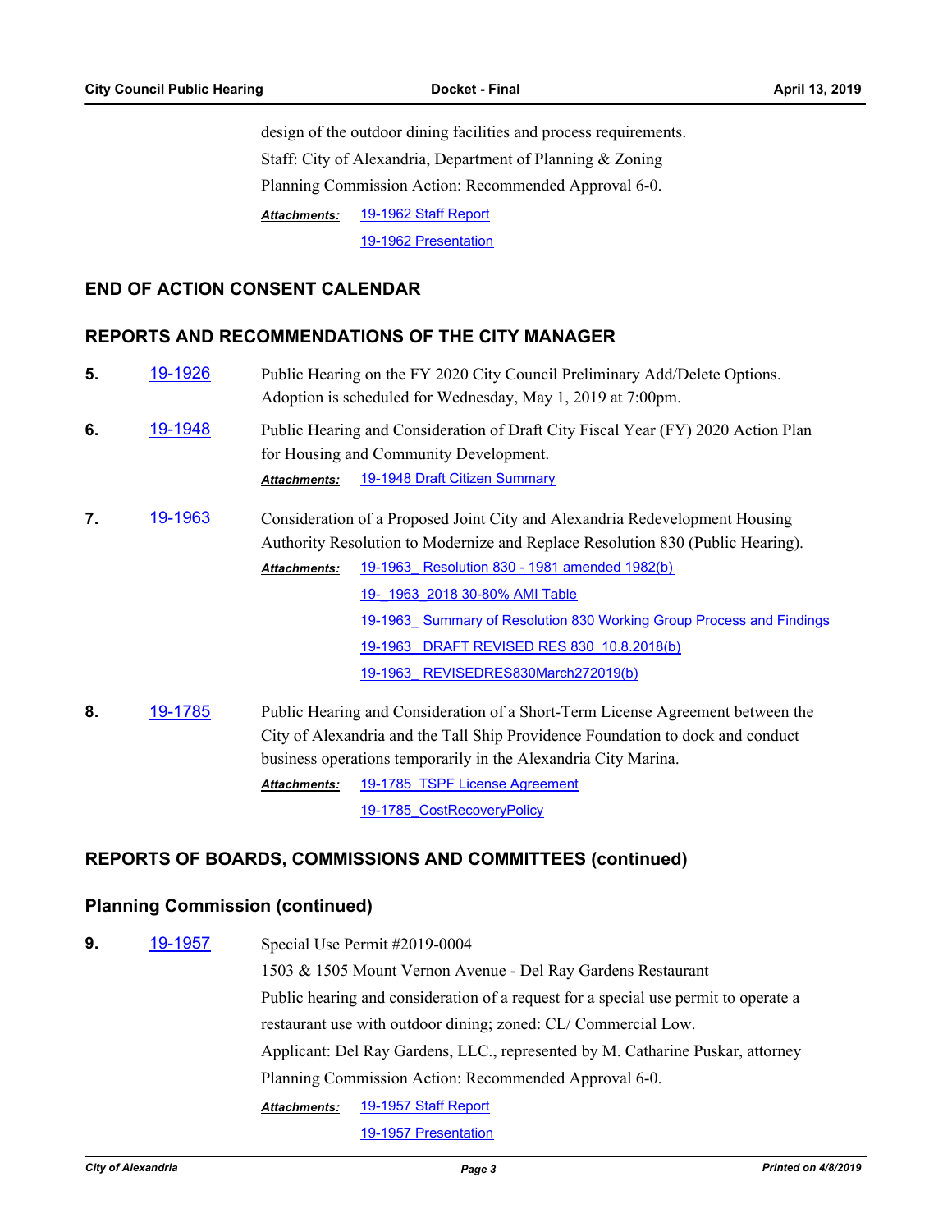design of the outdoor dining facilities and process requirements.

Staff: City of Alexandria, Department of Planning & Zoning

Planning Commission Action: Recommended Approval 6-0.

***Attachments:*** 19-1962 Staff Report

19-1962 Presentation

## END OF ACTION CONSENT CALENDAR

## REPORTS AND RECOMMENDATIONS OF THE CITY MANAGER

**5.** 19-1926 Public Hearing on the FY 2020 City Council Preliminary Add/Delete Options. Adoption is scheduled for Wednesday, May 1, 2019 at 7:00pm.

**6.** 19-1948 Public Hearing and Consideration of Draft City Fiscal Year (FY) 2020 Action Plan for Housing and Community Development.

***Attachments:*** 19-1948 Draft Citizen Summary

**7.** 19-1963 Consideration of a Proposed Joint City and Alexandria Redevelopment Housing Authority Resolution to Modernize and Replace Resolution 830 (Public Hearing).

***Attachments:*** 19-1963_ Resolution 830 - 1981 amended 1982(b)

19-_1963_2018 30-80% AMI Table

19-1963_ Summary of Resolution 830 Working Group Process and Findings

19-1963_ DRAFT REVISED RES 830_10.8.2018(b)

19-1963_ REVISEDRES830March272019(b)

**8.** 19-1785 Public Hearing and Consideration of a Short-Term License Agreement between the City of Alexandria and the Tall Ship Providence Foundation to dock and conduct business operations temporarily in the Alexandria City Marina.

***Attachments:*** 19-1785_TSPF License Agreement

19-1785_CostRecoveryPolicy

## REPORTS OF BOARDS, COMMISSIONS AND COMMITTEES (continued)

### Planning Commission (continued)

**9.** 19-1957 Special Use Permit #2019-0004

1503 & 1505 Mount Vernon Avenue - Del Ray Gardens Restaurant

Public hearing and consideration of a request for a special use permit to operate a restaurant use with outdoor dining; zoned: CL/ Commercial Low.

Applicant: Del Ray Gardens, LLC., represented by M. Catharine Puskar, attorney

Planning Commission Action: Recommended Approval 6-0.

***Attachments:*** 19-1957 Staff Report

19-1957 Presentation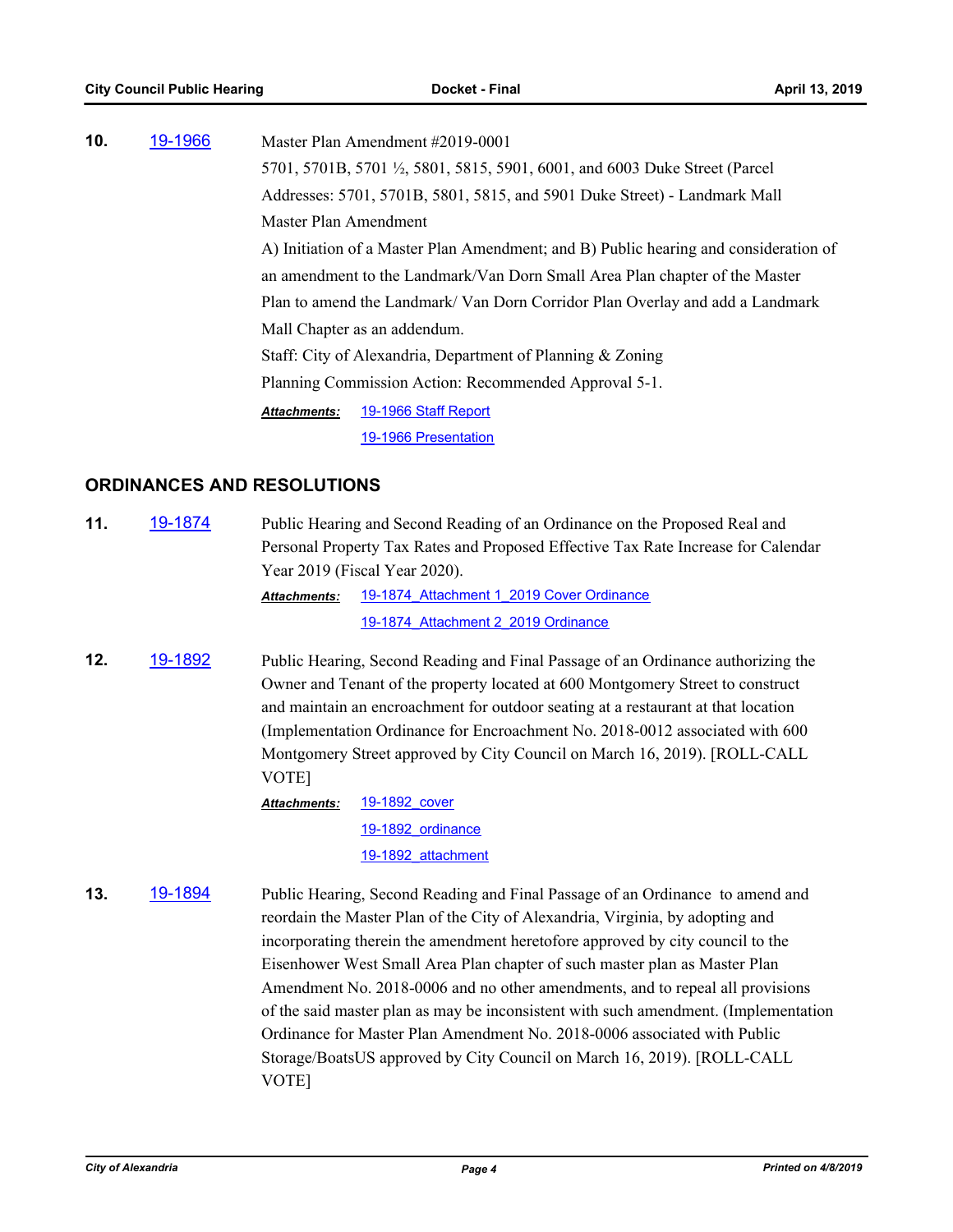**10.** 19-1966

Master Plan Amendment #2019-0001
5701, 5701B, 5701 ½, 5801, 5815, 5901, 6001, and 6003 Duke Street (Parcel Addresses: 5701, 5701B, 5801, 5815, and 5901 Duke Street) - Landmark Mall Master Plan Amendment
A) Initiation of a Master Plan Amendment; and B) Public hearing and consideration of an amendment to the Landmark/Van Dorn Small Area Plan chapter of the Master Plan to amend the Landmark/ Van Dorn Corridor Plan Overlay and add a Landmark Mall Chapter as an addendum.
Staff: City of Alexandria, Department of Planning & Zoning
Planning Commission Action: Recommended Approval 5-1.

***Attachments:*** 19-1966 Staff Report
19-1966 Presentation

## ORDINANCES AND RESOLUTIONS

**11.** 19-1874

Public Hearing and Second Reading of an Ordinance on the Proposed Real and Personal Property Tax Rates and Proposed Effective Tax Rate Increase for Calendar Year 2019 (Fiscal Year 2020).

***Attachments:*** 19-1874_Attachment 1_2019 Cover Ordinance
19-1874_Attachment 2_2019 Ordinance

**12.** 19-1892

Public Hearing, Second Reading and Final Passage of an Ordinance authorizing the Owner and Tenant of the property located at 600 Montgomery Street to construct and maintain an encroachment for outdoor seating at a restaurant at that location (Implementation Ordinance for Encroachment No. 2018-0012 associated with 600 Montgomery Street approved by City Council on March 16, 2019). [ROLL-CALL VOTE]

***Attachments:*** 19-1892_cover
19-1892_ordinance
19-1892_attachment

**13.** 19-1894

Public Hearing, Second Reading and Final Passage of an Ordinance to amend and reordain the Master Plan of the City of Alexandria, Virginia, by adopting and incorporating therein the amendment heretofore approved by city council to the Eisenhower West Small Area Plan chapter of such master plan as Master Plan Amendment No. 2018-0006 and no other amendments, and to repeal all provisions of the said master plan as may be inconsistent with such amendment. (Implementation Ordinance for Master Plan Amendment No. 2018-0006 associated with Public Storage/BoatsUS approved by City Council on March 16, 2019). [ROLL-CALL VOTE]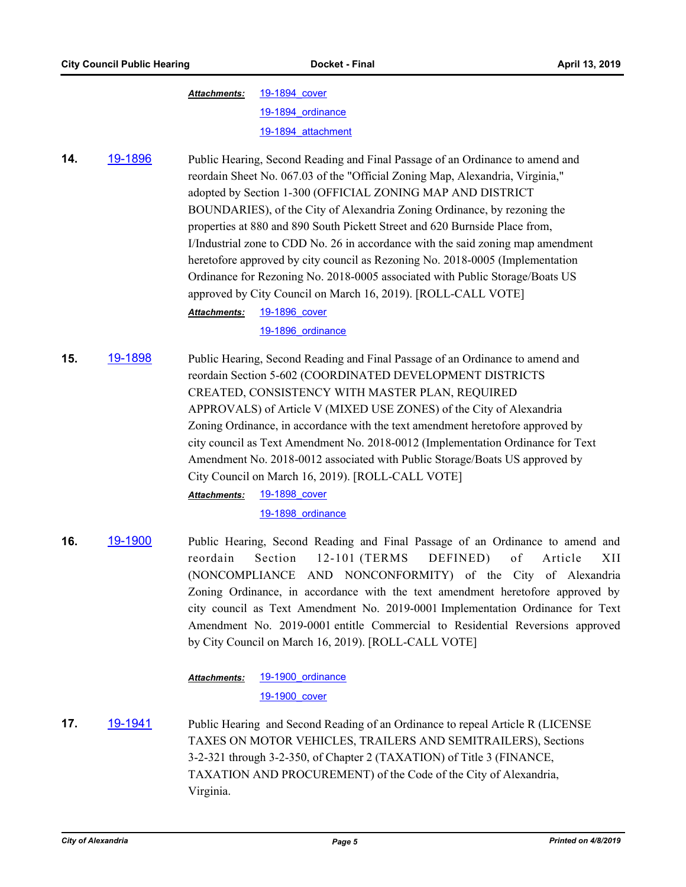*Attachments:* 19-1894_cover
19-1894_ordinance
19-1894_attachment

**14.** 19-1896 Public Hearing, Second Reading and Final Passage of an Ordinance to amend and reordain Sheet No. 067.03 of the "Official Zoning Map, Alexandria, Virginia," adopted by Section 1-300 (OFFICIAL ZONING MAP AND DISTRICT BOUNDARIES), of the City of Alexandria Zoning Ordinance, by rezoning the properties at 880 and 890 South Pickett Street and 620 Burnside Place from, I/Industrial zone to CDD No. 26 in accordance with the said zoning map amendment heretofore approved by city council as Rezoning No. 2018-0005 (Implementation Ordinance for Rezoning No. 2018-0005 associated with Public Storage/Boats US approved by City Council on March 16, 2019). [ROLL-CALL VOTE]

*Attachments:* 19-1896_cover
19-1896_ordinance

**15.** 19-1898 Public Hearing, Second Reading and Final Passage of an Ordinance to amend and reordain Section 5-602 (COORDINATED DEVELOPMENT DISTRICTS CREATED, CONSISTENCY WITH MASTER PLAN, REQUIRED APPROVALS) of Article V (MIXED USE ZONES) of the City of Alexandria Zoning Ordinance, in accordance with the text amendment heretofore approved by city council as Text Amendment No. 2018-0012 (Implementation Ordinance for Text Amendment No. 2018-0012 associated with Public Storage/Boats US approved by City Council on March 16, 2019). [ROLL-CALL VOTE]

*Attachments:* 19-1898_cover
19-1898_ordinance

**16.** 19-1900 Public Hearing, Second Reading and Final Passage of an Ordinance to amend and reordain Section 12-101 (TERMS DEFINED) of Article XII (NONCOMPLIANCE AND NONCONFORMITY) of the City of Alexandria Zoning Ordinance, in accordance with the text amendment heretofore approved by city council as Text Amendment No. 2019-0001 Implementation Ordinance for Text Amendment No. 2019-0001 entitle Commercial to Residential Reversions approved by City Council on March 16, 2019). [ROLL-CALL VOTE]

*Attachments:* 19-1900_ordinance
19-1900_cover

**17.** 19-1941 Public Hearing and Second Reading of an Ordinance to repeal Article R (LICENSE TAXES ON MOTOR VEHICLES, TRAILERS AND SEMITRAILERS), Sections 3-2-321 through 3-2-350, of Chapter 2 (TAXATION) of Title 3 (FINANCE, TAXATION AND PROCUREMENT) of the Code of the City of Alexandria, Virginia.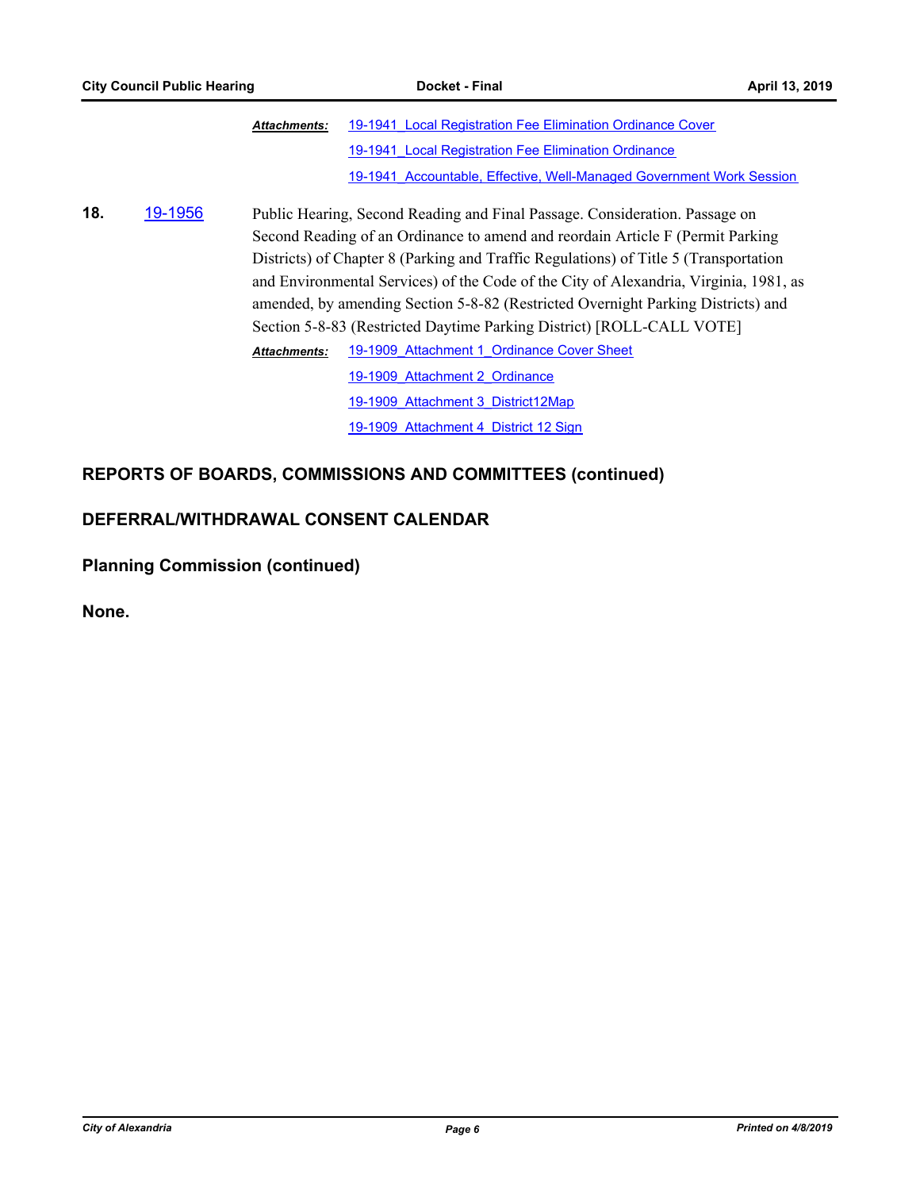*Attachments:* 19-1941_Local Registration Fee Elimination Ordinance Cover

19-1941_Local Registration Fee Elimination Ordinance

19-1941_Accountable, Effective, Well-Managed Government Work Session

**18.** 19-1956 Public Hearing, Second Reading and Final Passage. Consideration. Passage on Second Reading of an Ordinance to amend and reordain Article F (Permit Parking Districts) of Chapter 8 (Parking and Traffic Regulations) of Title 5 (Transportation and Environmental Services) of the Code of the City of Alexandria, Virginia, 1981, as amended, by amending Section 5-8-82 (Restricted Overnight Parking Districts) and Section 5-8-83 (Restricted Daytime Parking District) [ROLL-CALL VOTE]

*Attachments:* 19-1909_Attachment 1_Ordinance Cover Sheet

19-1909_Attachment 2_Ordinance

19-1909_Attachment 3_District12Map

19-1909_Attachment 4_District 12 Sign

## REPORTS OF BOARDS, COMMISSIONS AND COMMITTEES (continued)

## DEFERRAL/WITHDRAWAL CONSENT CALENDAR

### Planning Commission (continued)

**None.**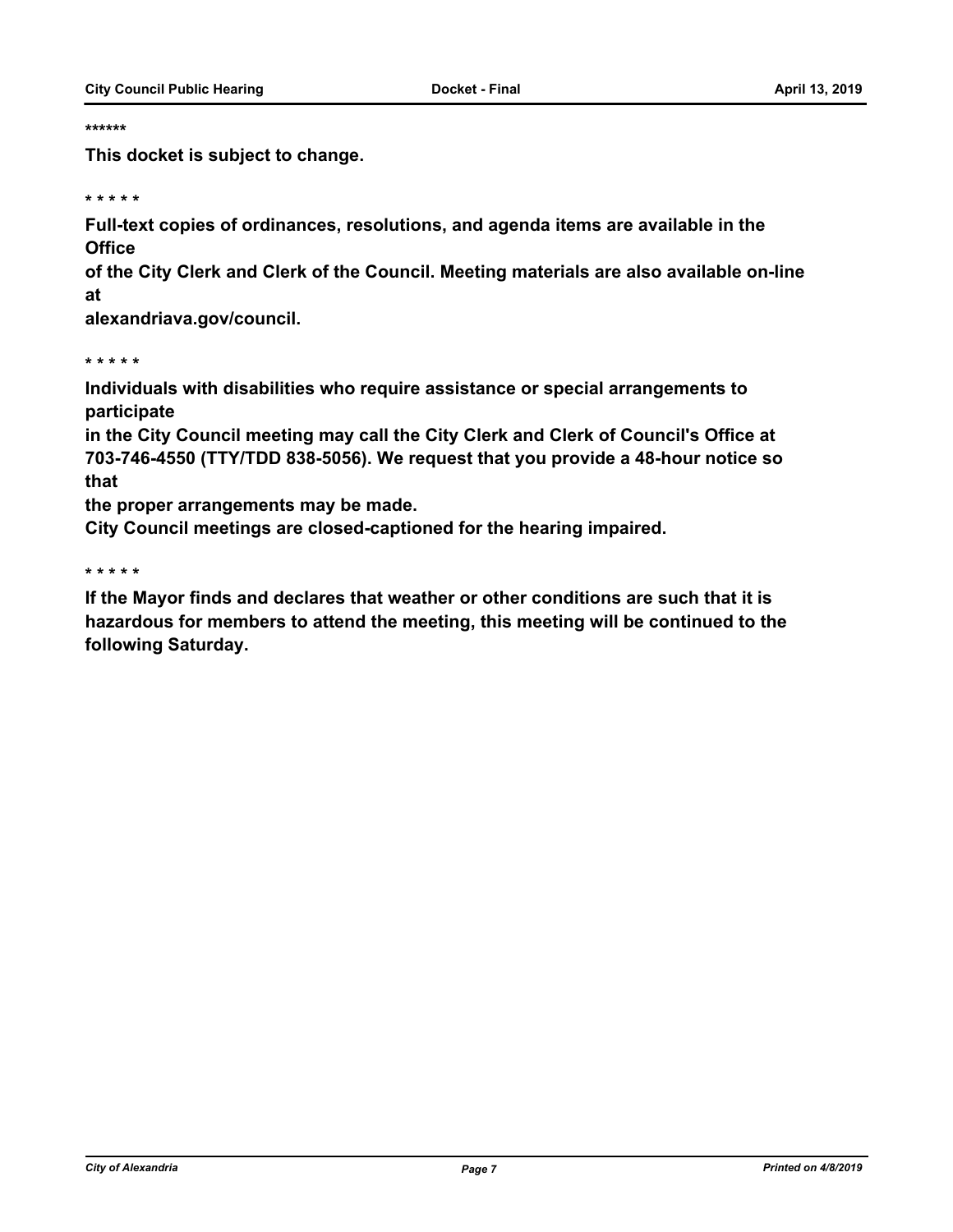******

**This docket is subject to change.**

* * * * *

**Full-text copies of ordinances, resolutions, and agenda items are available in the Office of the City Clerk and Clerk of the Council. Meeting materials are also available on-line at alexandriava.gov/council.**

* * * * *

**Individuals with disabilities who require assistance or special arrangements to participate in the City Council meeting may call the City Clerk and Clerk of Council's Office at 703-746-4550 (TTY/TDD 838-5056). We request that you provide a 48-hour notice so that the proper arrangements may be made.**

**City Council meetings are closed-captioned for the hearing impaired.**

* * * * *

**If the Mayor finds and declares that weather or other conditions are such that it is hazardous for members to attend the meeting, this meeting will be continued to the following Saturday.**